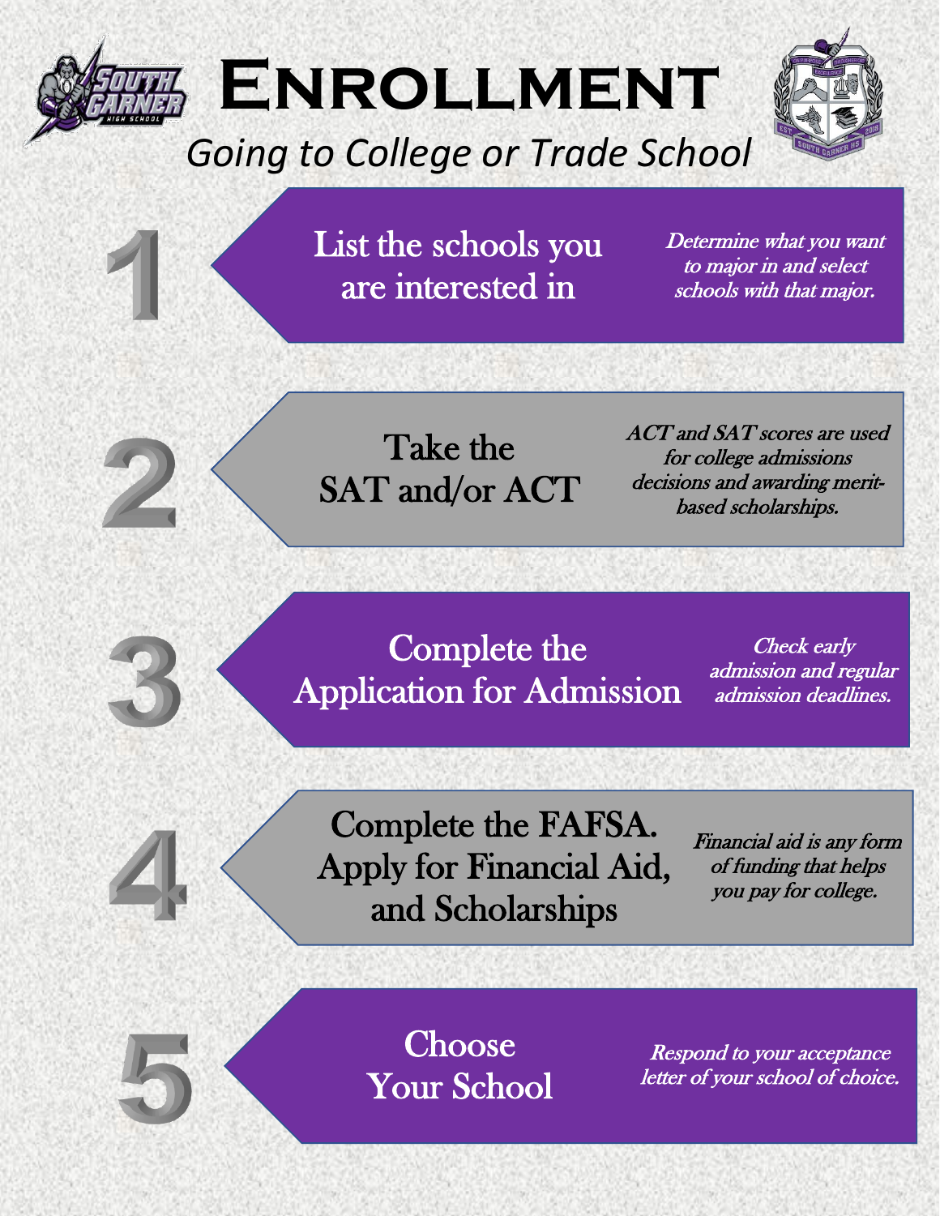# Enrollment

*Going to College or Trade School*

## 1. List the schools you are interested in

*Determine what you want to major in and select schools with that major.*

## 2. Take the SAT and/or ACT

*ACT and SAT scores are used for college admissions decisions and awarding merit-based scholarships.*

## 3. Complete the Application for Admission

*Check early admission and regular admission deadlines.*

## 4. Complete the FAFSA. Apply for Financial Aid, and Scholarships

*Financial aid is any form of funding that helps you pay for college.*

## 5. Choose Your School

*Respond to your acceptance letter of your school of choice.*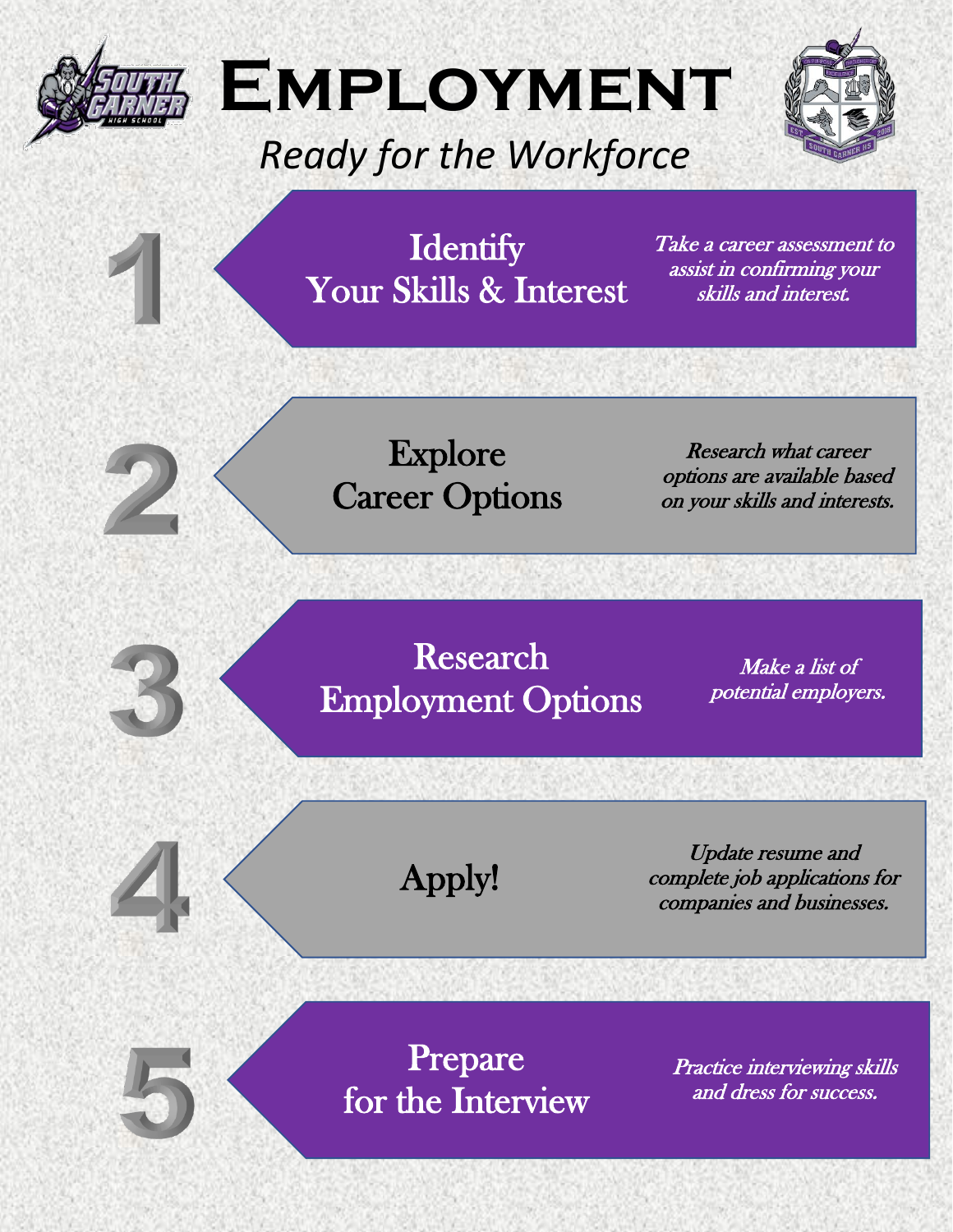# Employment

*Ready for the Workforce*

## 1. Identify Your Skills & Interest

*Take a career assessment to assist in confirming your skills and interest.*

## 2. Explore Career Options

*Research what career options are available based on your skills and interests.*

## 3. Research Employment Options

*Make a list of potential employers.*

## 4. Apply!

*Update resume and complete job applications for companies and businesses.*

## 5. Prepare for the Interview

*Practice interviewing skills and dress for success.*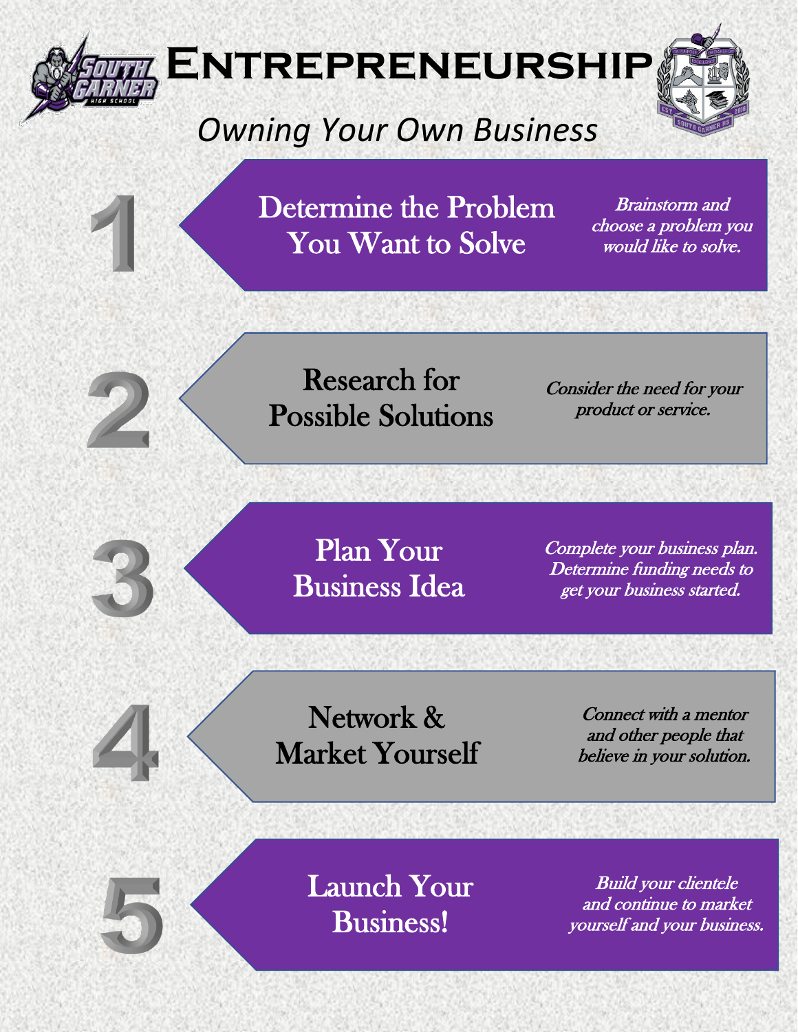# Entrepreneurship

*Owning Your Own Business*

## 1 Determine the Problem You Want to Solve

*Brainstorm and choose a problem you would like to solve.*

## 2 Research for Possible Solutions

*Consider the need for your product or service.*

## 3 Plan Your Business Idea

*Complete your business plan. Determine funding needs to get your business started.*

## 4 Network & Market Yourself

*Connect with a mentor and other people that believe in your solution.*

## 5 Launch Your Business!

*Build your clientele and continue to market yourself and your business.*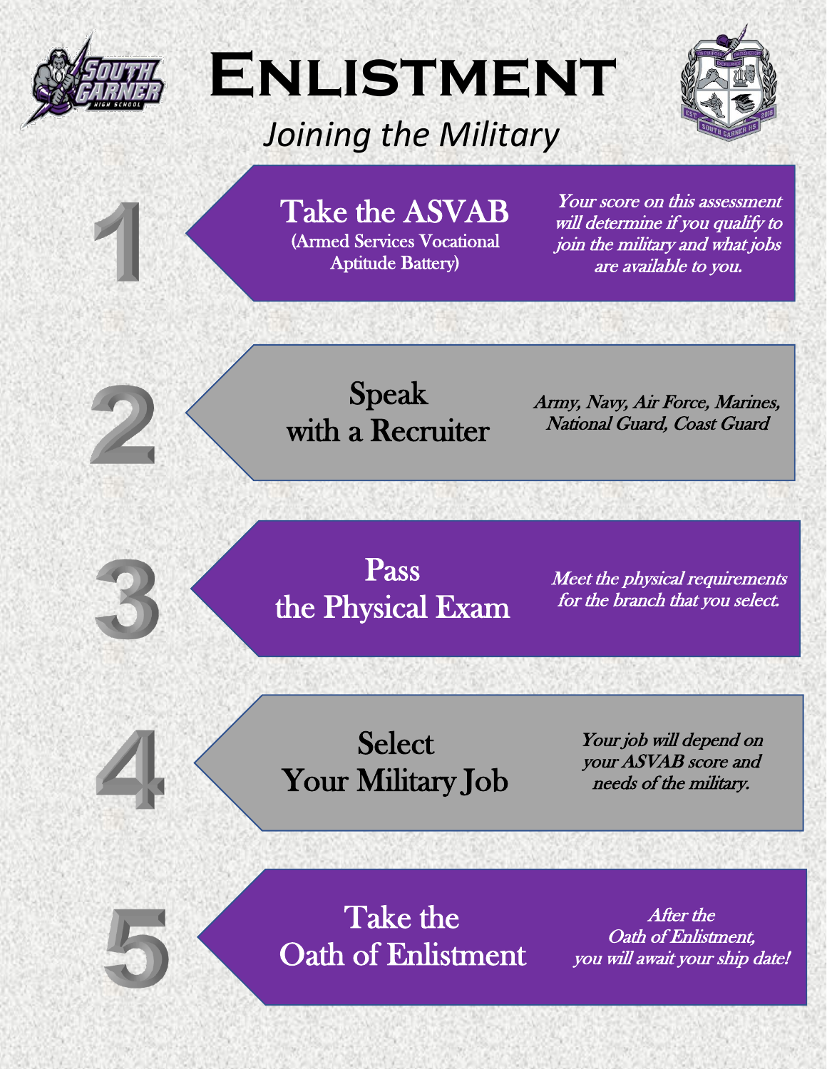# Enlistment

*Joining the Military*

## 1 Take the ASVAB

(Armed Services Vocational Aptitude Battery)

*Your score on this assessment will determine if you qualify to join the military and what jobs are available to you.*

## 2 Speak with a Recruiter

*Army, Navy, Air Force, Marines, National Guard, Coast Guard*

## 3 Pass the Physical Exam

*Meet the physical requirements for the branch that you select.*

## 4 Select Your Military Job

*Your job will depend on your ASVAB score and needs of the military.*

## 5 Take the Oath of Enlistment

*After the Oath of Enlistment, you will await your ship date!*